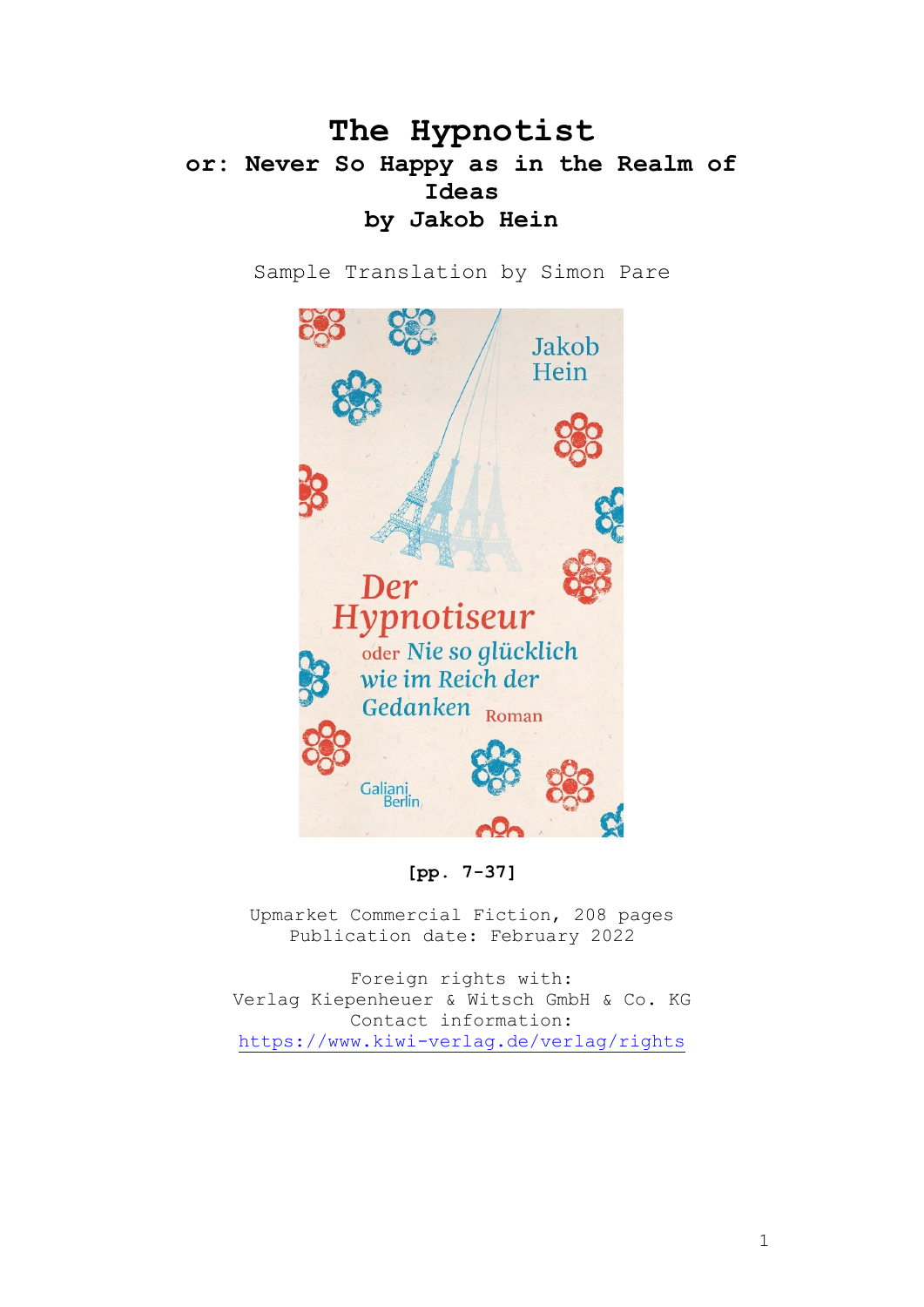# The Hypnotist

## or: Never So Happy as in the Realm of Ideas

## by Jakob Hein

Sample Translation by Simon Pare

**[pp. 7-37]**

Upmarket Commercial Fiction, 208 pages
Publication date: February 2022

Foreign rights with:
Verlag Kiepenheuer & Witsch GmbH & Co. KG
Contact information:
https://www.kiwi-verlag.de/verlag/rights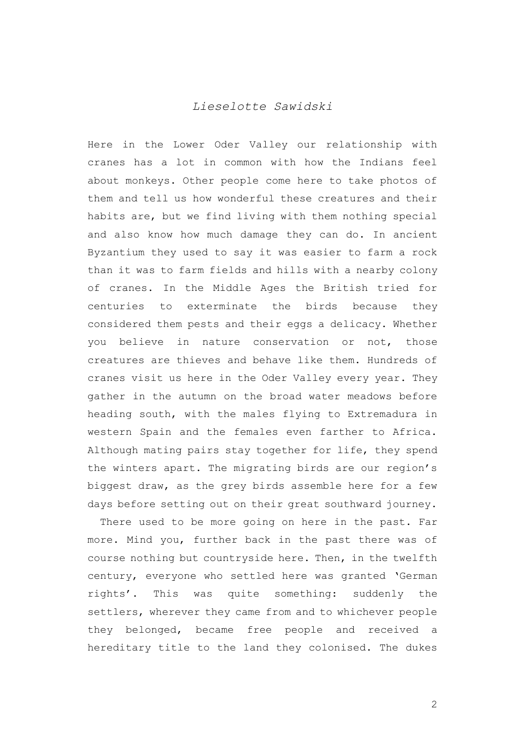*Lieselotte Sawidski*

Here in the Lower Oder Valley our relationship with cranes has a lot in common with how the Indians feel about monkeys. Other people come here to take photos of them and tell us how wonderful these creatures and their habits are, but we find living with them nothing special and also know how much damage they can do. In ancient Byzantium they used to say it was easier to farm a rock than it was to farm fields and hills with a nearby colony of cranes. In the Middle Ages the British tried for centuries to exterminate the birds because they considered them pests and their eggs a delicacy. Whether you believe in nature conservation or not, those creatures are thieves and behave like them. Hundreds of cranes visit us here in the Oder Valley every year. They gather in the autumn on the broad water meadows before heading south, with the males flying to Extremadura in western Spain and the females even farther to Africa. Although mating pairs stay together for life, they spend the winters apart. The migrating birds are our region's biggest draw, as the grey birds assemble here for a few days before setting out on their great southward journey.

There used to be more going on here in the past. Far more. Mind you, further back in the past there was of course nothing but countryside here. Then, in the twelfth century, everyone who settled here was granted 'German rights'. This was quite something: suddenly the settlers, wherever they came from and to whichever people they belonged, became free people and received a hereditary title to the land they colonised. The dukes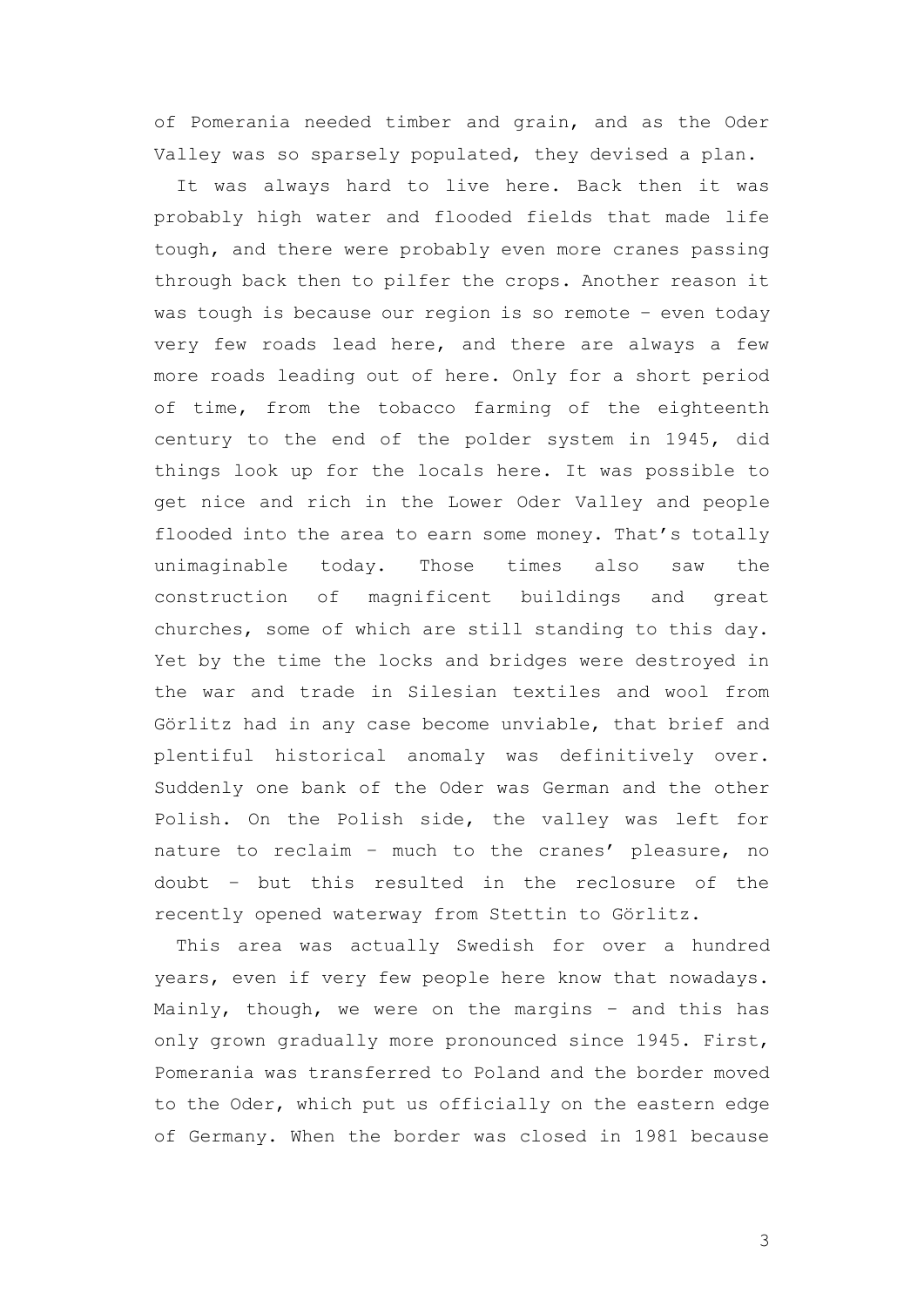of Pomerania needed timber and grain, and as the Oder Valley was so sparsely populated, they devised a plan.

It was always hard to live here. Back then it was probably high water and flooded fields that made life tough, and there were probably even more cranes passing through back then to pilfer the crops. Another reason it was tough is because our region is so remote – even today very few roads lead here, and there are always a few more roads leading out of here. Only for a short period of time, from the tobacco farming of the eighteenth century to the end of the polder system in 1945, did things look up for the locals here. It was possible to get nice and rich in the Lower Oder Valley and people flooded into the area to earn some money. That's totally unimaginable today. Those times also saw the construction of magnificent buildings and great churches, some of which are still standing to this day. Yet by the time the locks and bridges were destroyed in the war and trade in Silesian textiles and wool from Görlitz had in any case become unviable, that brief and plentiful historical anomaly was definitively over. Suddenly one bank of the Oder was German and the other Polish. On the Polish side, the valley was left for nature to reclaim – much to the cranes' pleasure, no doubt – but this resulted in the reclosure of the recently opened waterway from Stettin to Görlitz.

This area was actually Swedish for over a hundred years, even if very few people here know that nowadays. Mainly, though, we were on the margins – and this has only grown gradually more pronounced since 1945. First, Pomerania was transferred to Poland and the border moved to the Oder, which put us officially on the eastern edge of Germany. When the border was closed in 1981 because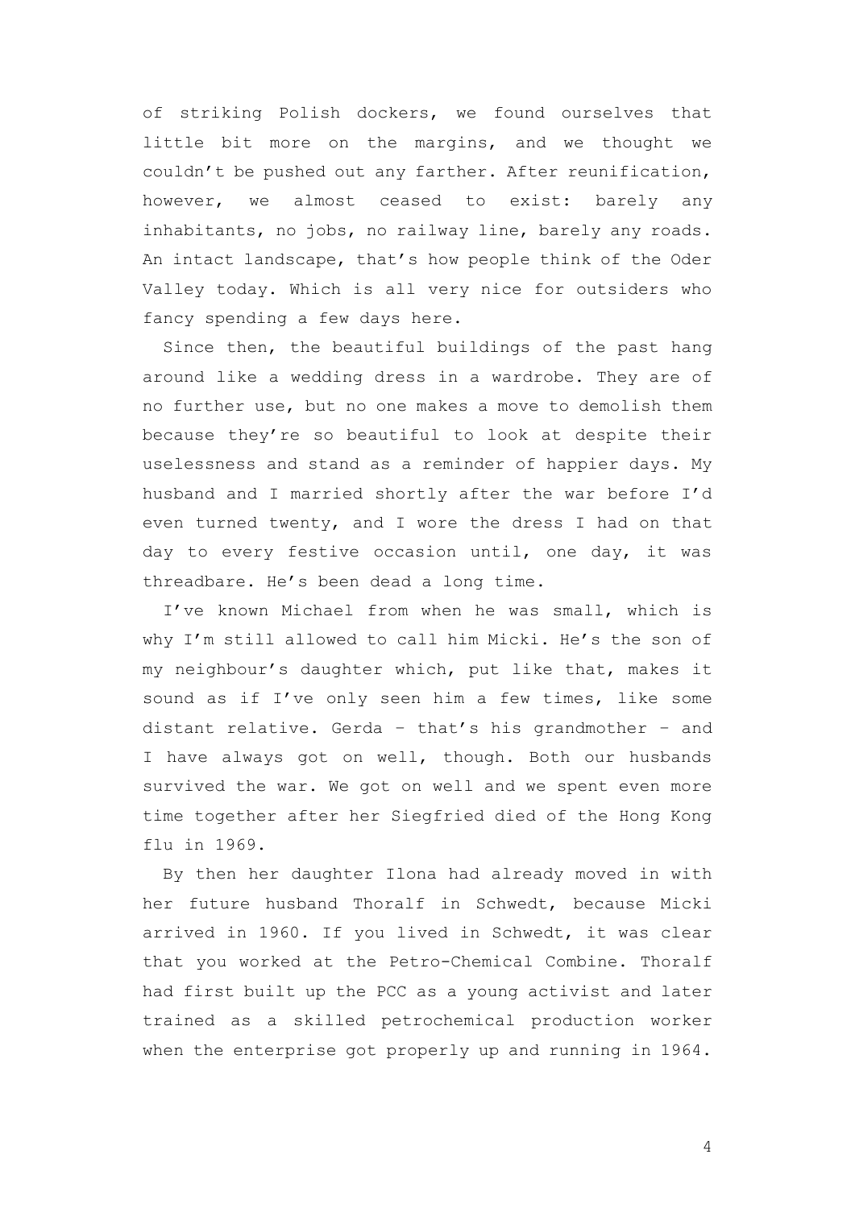of striking Polish dockers, we found ourselves that little bit more on the margins, and we thought we couldn't be pushed out any farther. After reunification, however, we almost ceased to exist: barely any inhabitants, no jobs, no railway line, barely any roads. An intact landscape, that's how people think of the Oder Valley today. Which is all very nice for outsiders who fancy spending a few days here.

Since then, the beautiful buildings of the past hang around like a wedding dress in a wardrobe. They are of no further use, but no one makes a move to demolish them because they're so beautiful to look at despite their uselessness and stand as a reminder of happier days. My husband and I married shortly after the war before I'd even turned twenty, and I wore the dress I had on that day to every festive occasion until, one day, it was threadbare. He's been dead a long time.

I've known Michael from when he was small, which is why I'm still allowed to call him Micki. He's the son of my neighbour's daughter which, put like that, makes it sound as if I've only seen him a few times, like some distant relative. Gerda – that's his grandmother – and I have always got on well, though. Both our husbands survived the war. We got on well and we spent even more time together after her Siegfried died of the Hong Kong flu in 1969.

By then her daughter Ilona had already moved in with her future husband Thoralf in Schwedt, because Micki arrived in 1960. If you lived in Schwedt, it was clear that you worked at the Petro-Chemical Combine. Thoralf had first built up the PCC as a young activist and later trained as a skilled petrochemical production worker when the enterprise got properly up and running in 1964.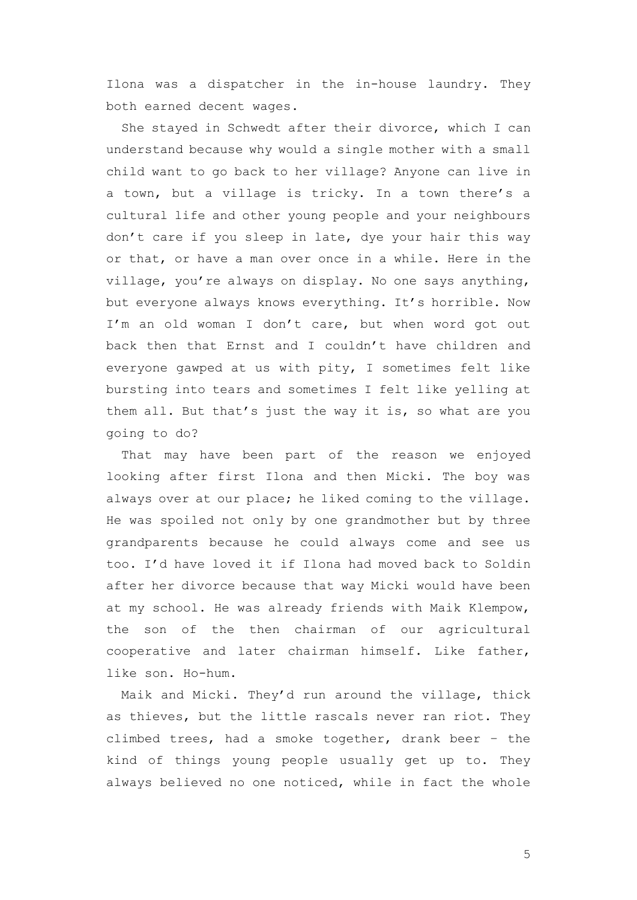Ilona was a dispatcher in the in-house laundry. They both earned decent wages.

She stayed in Schwedt after their divorce, which I can understand because why would a single mother with a small child want to go back to her village? Anyone can live in a town, but a village is tricky. In a town there's a cultural life and other young people and your neighbours don't care if you sleep in late, dye your hair this way or that, or have a man over once in a while. Here in the village, you're always on display. No one says anything, but everyone always knows everything. It's horrible. Now I'm an old woman I don't care, but when word got out back then that Ernst and I couldn't have children and everyone gawped at us with pity, I sometimes felt like bursting into tears and sometimes I felt like yelling at them all. But that's just the way it is, so what are you going to do?

That may have been part of the reason we enjoyed looking after first Ilona and then Micki. The boy was always over at our place; he liked coming to the village. He was spoiled not only by one grandmother but by three grandparents because he could always come and see us too. I'd have loved it if Ilona had moved back to Soldin after her divorce because that way Micki would have been at my school. He was already friends with Maik Klempow, the son of the then chairman of our agricultural cooperative and later chairman himself. Like father, like son. Ho-hum.

Maik and Micki. They'd run around the village, thick as thieves, but the little rascals never ran riot. They climbed trees, had a smoke together, drank beer – the kind of things young people usually get up to. They always believed no one noticed, while in fact the whole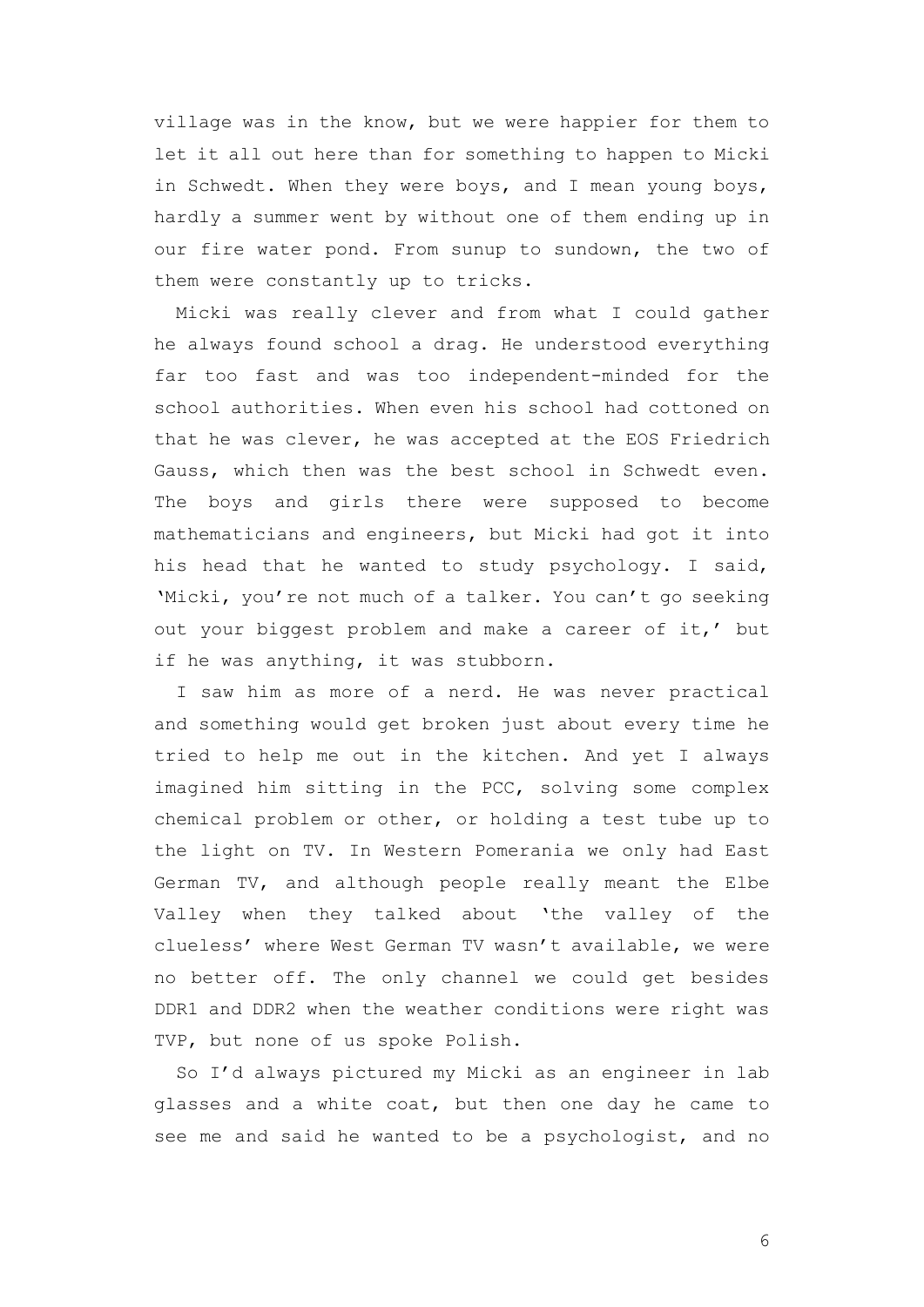village was in the know, but we were happier for them to let it all out here than for something to happen to Micki in Schwedt. When they were boys, and I mean young boys, hardly a summer went by without one of them ending up in our fire water pond. From sunup to sundown, the two of them were constantly up to tricks.

Micki was really clever and from what I could gather he always found school a drag. He understood everything far too fast and was too independent-minded for the school authorities. When even his school had cottoned on that he was clever, he was accepted at the EOS Friedrich Gauss, which then was the best school in Schwedt even. The boys and girls there were supposed to become mathematicians and engineers, but Micki had got it into his head that he wanted to study psychology. I said, 'Micki, you're not much of a talker. You can't go seeking out your biggest problem and make a career of it,' but if he was anything, it was stubborn.

I saw him as more of a nerd. He was never practical and something would get broken just about every time he tried to help me out in the kitchen. And yet I always imagined him sitting in the PCC, solving some complex chemical problem or other, or holding a test tube up to the light on TV. In Western Pomerania we only had East German TV, and although people really meant the Elbe Valley when they talked about 'the valley of the clueless' where West German TV wasn't available, we were no better off. The only channel we could get besides DDR1 and DDR2 when the weather conditions were right was TVP, but none of us spoke Polish.

So I'd always pictured my Micki as an engineer in lab glasses and a white coat, but then one day he came to see me and said he wanted to be a psychologist, and no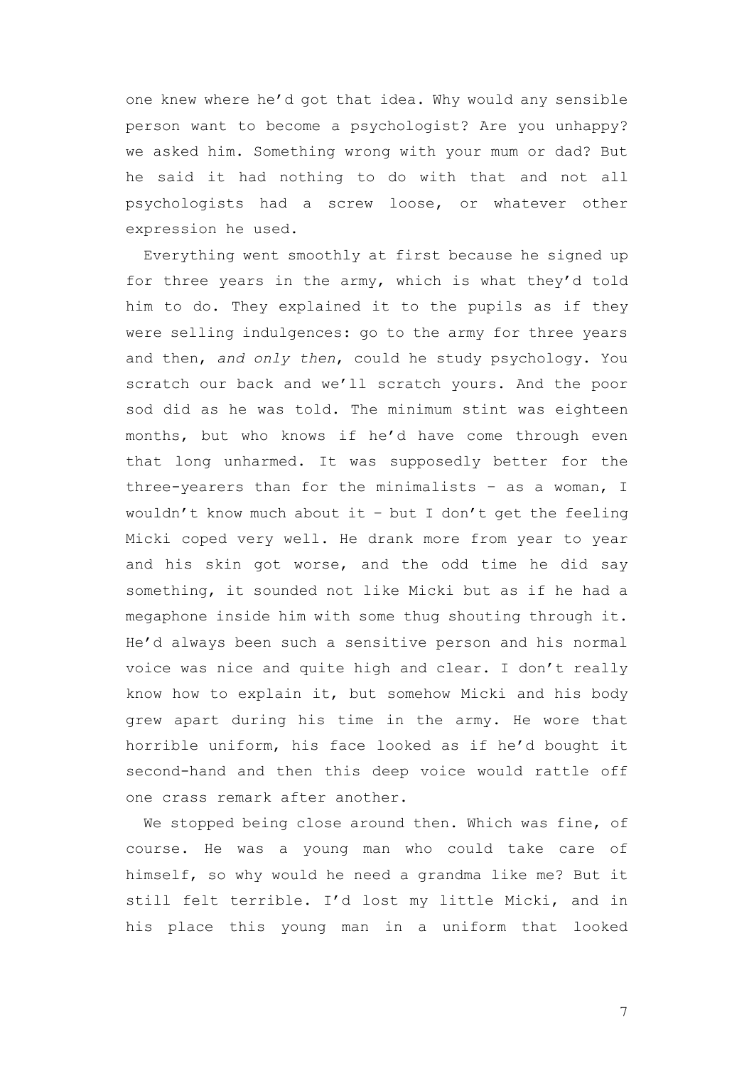one knew where he'd got that idea. Why would any sensible person want to become a psychologist? Are you unhappy? we asked him. Something wrong with your mum or dad? But he said it had nothing to do with that and not all psychologists had a screw loose, or whatever other expression he used.

Everything went smoothly at first because he signed up for three years in the army, which is what they'd told him to do. They explained it to the pupils as if they were selling indulgences: go to the army for three years and then, *and only then*, could he study psychology. You scratch our back and we'll scratch yours. And the poor sod did as he was told. The minimum stint was eighteen months, but who knows if he'd have come through even that long unharmed. It was supposedly better for the three-yearers than for the minimalists – as a woman, I wouldn't know much about it – but I don't get the feeling Micki coped very well. He drank more from year to year and his skin got worse, and the odd time he did say something, it sounded not like Micki but as if he had a megaphone inside him with some thug shouting through it. He'd always been such a sensitive person and his normal voice was nice and quite high and clear. I don't really know how to explain it, but somehow Micki and his body grew apart during his time in the army. He wore that horrible uniform, his face looked as if he'd bought it second-hand and then this deep voice would rattle off one crass remark after another.

We stopped being close around then. Which was fine, of course. He was a young man who could take care of himself, so why would he need a grandma like me? But it still felt terrible. I'd lost my little Micki, and in his place this young man in a uniform that looked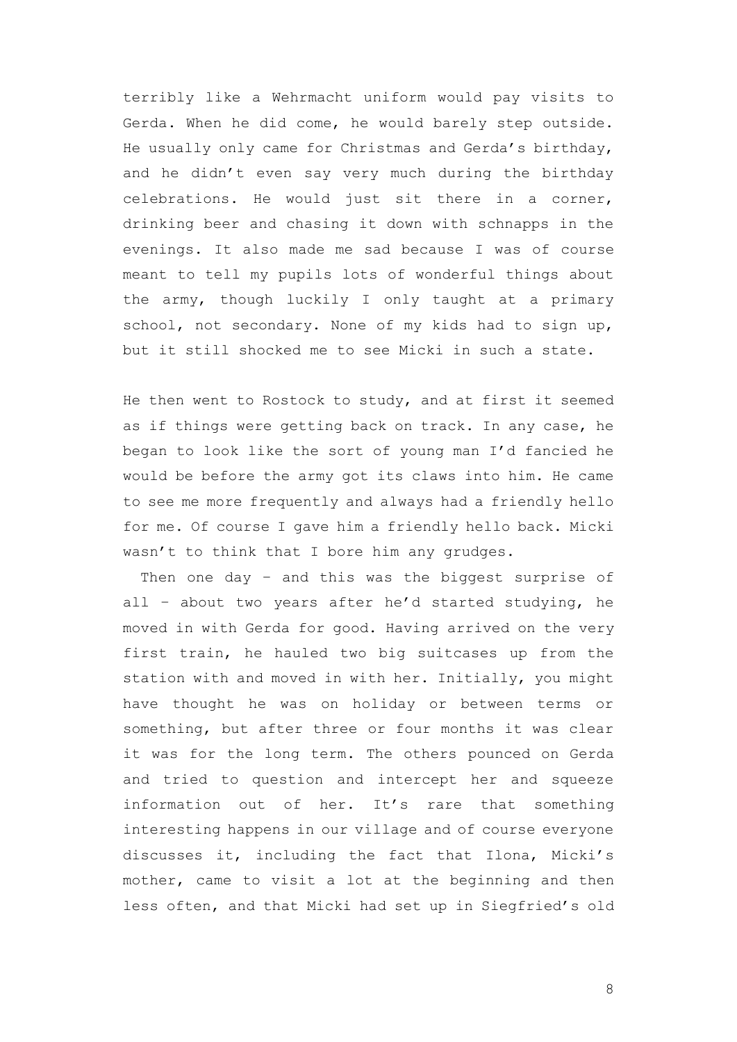terribly like a Wehrmacht uniform would pay visits to Gerda. When he did come, he would barely step outside. He usually only came for Christmas and Gerda's birthday, and he didn't even say very much during the birthday celebrations. He would just sit there in a corner, drinking beer and chasing it down with schnapps in the evenings. It also made me sad because I was of course meant to tell my pupils lots of wonderful things about the army, though luckily I only taught at a primary school, not secondary. None of my kids had to sign up, but it still shocked me to see Micki in such a state.

He then went to Rostock to study, and at first it seemed as if things were getting back on track. In any case, he began to look like the sort of young man I'd fancied he would be before the army got its claws into him. He came to see me more frequently and always had a friendly hello for me. Of course I gave him a friendly hello back. Micki wasn't to think that I bore him any grudges.

Then one day – and this was the biggest surprise of all – about two years after he'd started studying, he moved in with Gerda for good. Having arrived on the very first train, he hauled two big suitcases up from the station with and moved in with her. Initially, you might have thought he was on holiday or between terms or something, but after three or four months it was clear it was for the long term. The others pounced on Gerda and tried to question and intercept her and squeeze information out of her. It's rare that something interesting happens in our village and of course everyone discusses it, including the fact that Ilona, Micki's mother, came to visit a lot at the beginning and then less often, and that Micki had set up in Siegfried's old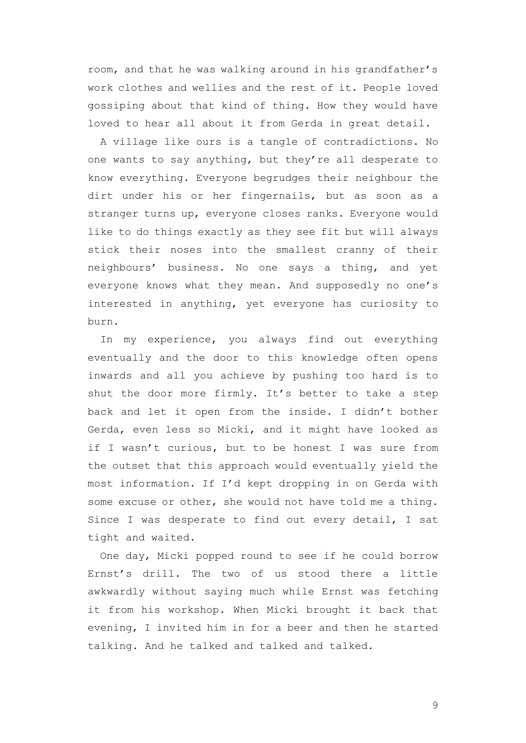room, and that he was walking around in his grandfather's work clothes and wellies and the rest of it. People loved gossiping about that kind of thing. How they would have loved to hear all about it from Gerda in great detail.

A village like ours is a tangle of contradictions. No one wants to say anything, but they're all desperate to know everything. Everyone begrudges their neighbour the dirt under his or her fingernails, but as soon as a stranger turns up, everyone closes ranks. Everyone would like to do things exactly as they see fit but will always stick their noses into the smallest cranny of their neighbours' business. No one says a thing, and yet everyone knows what they mean. And supposedly no one's interested in anything, yet everyone has curiosity to burn.

In my experience, you always find out everything eventually and the door to this knowledge often opens inwards and all you achieve by pushing too hard is to shut the door more firmly. It's better to take a step back and let it open from the inside. I didn't bother Gerda, even less so Micki, and it might have looked as if I wasn't curious, but to be honest I was sure from the outset that this approach would eventually yield the most information. If I'd kept dropping in on Gerda with some excuse or other, she would not have told me a thing. Since I was desperate to find out every detail, I sat tight and waited.

One day, Micki popped round to see if he could borrow Ernst's drill. The two of us stood there a little awkwardly without saying much while Ernst was fetching it from his workshop. When Micki brought it back that evening, I invited him in for a beer and then he started talking. And he talked and talked and talked.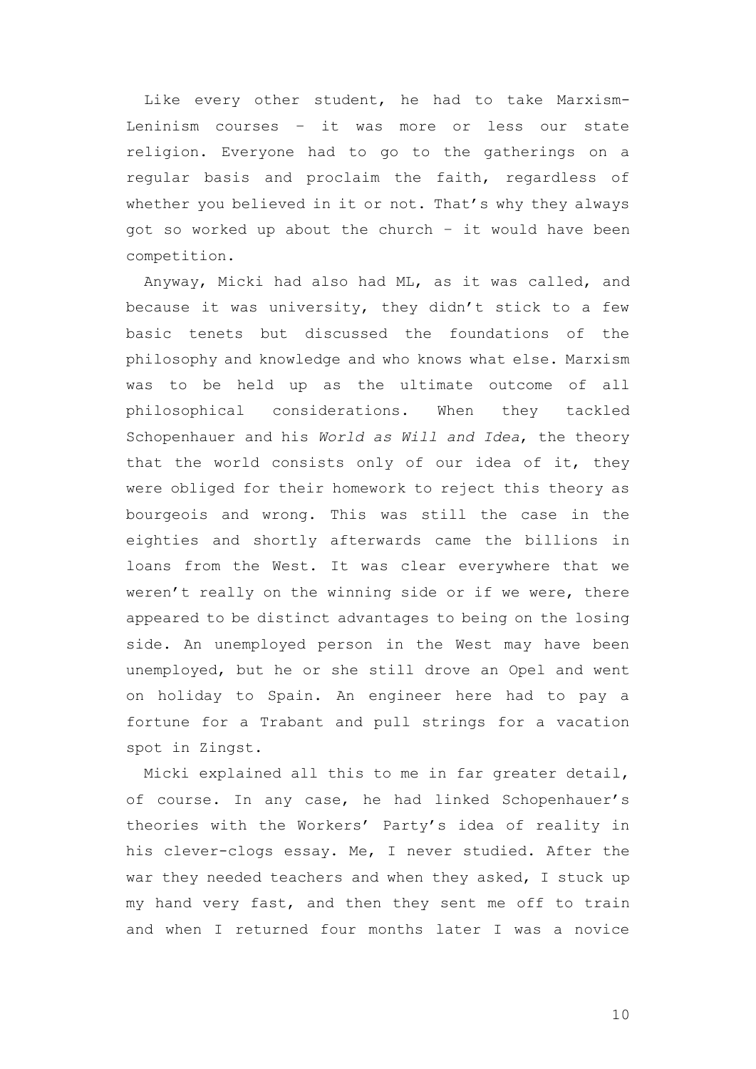Like every other student, he had to take Marxism-Leninism courses – it was more or less our state religion. Everyone had to go to the gatherings on a regular basis and proclaim the faith, regardless of whether you believed in it or not. That's why they always got so worked up about the church – it would have been competition.

Anyway, Micki had also had ML, as it was called, and because it was university, they didn't stick to a few basic tenets but discussed the foundations of the philosophy and knowledge and who knows what else. Marxism was to be held up as the ultimate outcome of all philosophical considerations. When they tackled Schopenhauer and his *World as Will and Idea*, the theory that the world consists only of our idea of it, they were obliged for their homework to reject this theory as bourgeois and wrong. This was still the case in the eighties and shortly afterwards came the billions in loans from the West. It was clear everywhere that we weren't really on the winning side or if we were, there appeared to be distinct advantages to being on the losing side. An unemployed person in the West may have been unemployed, but he or she still drove an Opel and went on holiday to Spain. An engineer here had to pay a fortune for a Trabant and pull strings for a vacation spot in Zingst.

Micki explained all this to me in far greater detail, of course. In any case, he had linked Schopenhauer's theories with the Workers' Party's idea of reality in his clever-clogs essay. Me, I never studied. After the war they needed teachers and when they asked, I stuck up my hand very fast, and then they sent me off to train and when I returned four months later I was a novice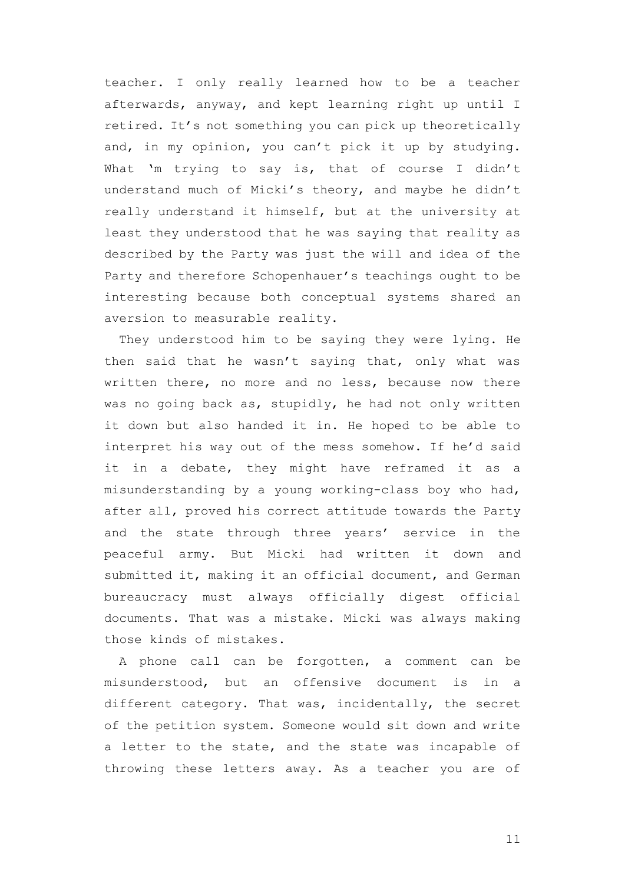teacher. I only really learned how to be a teacher afterwards, anyway, and kept learning right up until I retired. It's not something you can pick up theoretically and, in my opinion, you can't pick it up by studying. What 'm trying to say is, that of course I didn't understand much of Micki's theory, and maybe he didn't really understand it himself, but at the university at least they understood that he was saying that reality as described by the Party was just the will and idea of the Party and therefore Schopenhauer's teachings ought to be interesting because both conceptual systems shared an aversion to measurable reality.

They understood him to be saying they were lying. He then said that he wasn't saying that, only what was written there, no more and no less, because now there was no going back as, stupidly, he had not only written it down but also handed it in. He hoped to be able to interpret his way out of the mess somehow. If he'd said it in a debate, they might have reframed it as a misunderstanding by a young working-class boy who had, after all, proved his correct attitude towards the Party and the state through three years' service in the peaceful army. But Micki had written it down and submitted it, making it an official document, and German bureaucracy must always officially digest official documents. That was a mistake. Micki was always making those kinds of mistakes.

A phone call can be forgotten, a comment can be misunderstood, but an offensive document is in a different category. That was, incidentally, the secret of the petition system. Someone would sit down and write a letter to the state, and the state was incapable of throwing these letters away. As a teacher you are of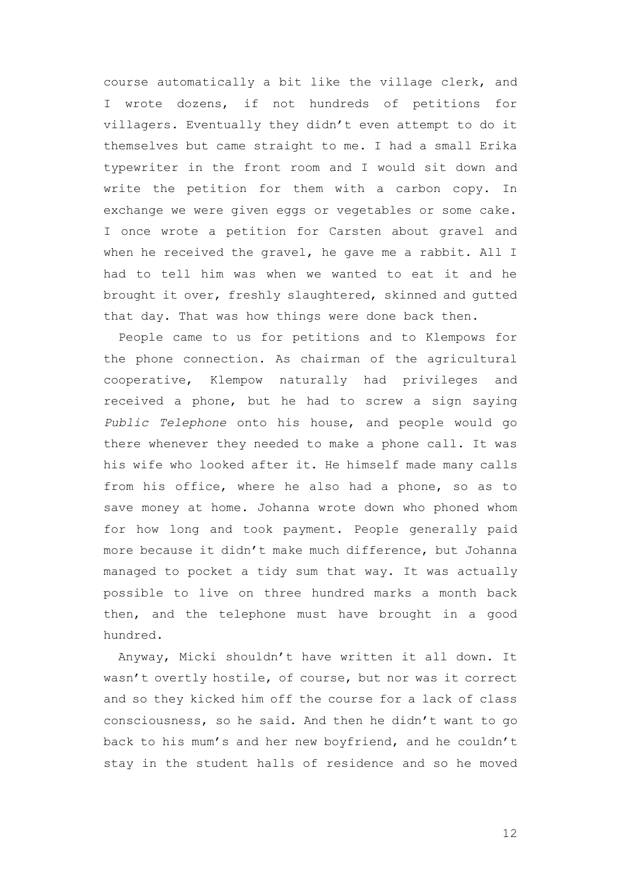course automatically a bit like the village clerk, and I wrote dozens, if not hundreds of petitions for villagers. Eventually they didn't even attempt to do it themselves but came straight to me. I had a small Erika typewriter in the front room and I would sit down and write the petition for them with a carbon copy. In exchange we were given eggs or vegetables or some cake. I once wrote a petition for Carsten about gravel and when he received the gravel, he gave me a rabbit. All I had to tell him was when we wanted to eat it and he brought it over, freshly slaughtered, skinned and gutted that day. That was how things were done back then.

People came to us for petitions and to Klempows for the phone connection. As chairman of the agricultural cooperative, Klempow naturally had privileges and received a phone, but he had to screw a sign saying *Public Telephone* onto his house, and people would go there whenever they needed to make a phone call. It was his wife who looked after it. He himself made many calls from his office, where he also had a phone, so as to save money at home. Johanna wrote down who phoned whom for how long and took payment. People generally paid more because it didn't make much difference, but Johanna managed to pocket a tidy sum that way. It was actually possible to live on three hundred marks a month back then, and the telephone must have brought in a good hundred.

Anyway, Micki shouldn't have written it all down. It wasn't overtly hostile, of course, but nor was it correct and so they kicked him off the course for a lack of class consciousness, so he said. And then he didn't want to go back to his mum's and her new boyfriend, and he couldn't stay in the student halls of residence and so he moved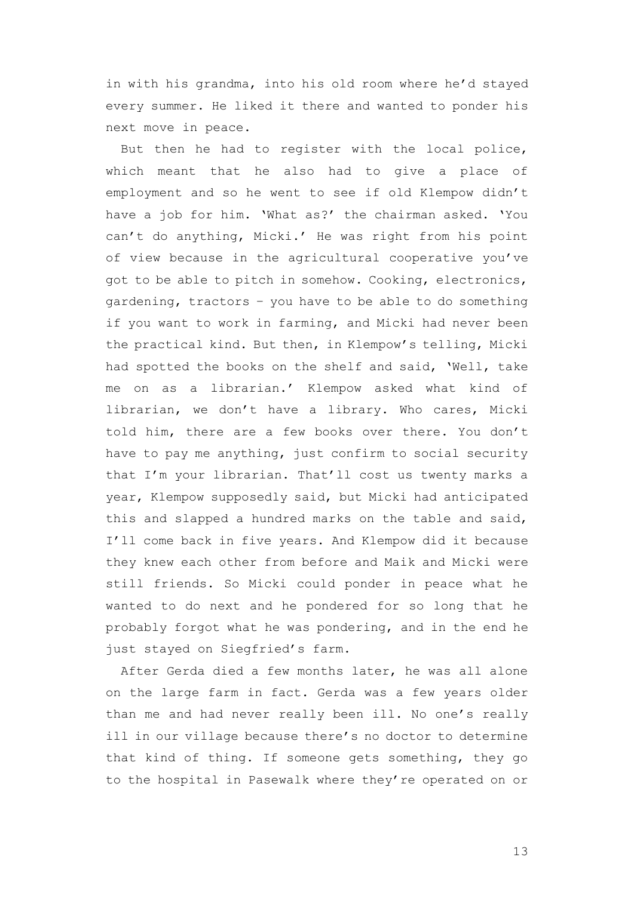in with his grandma, into his old room where he'd stayed every summer. He liked it there and wanted to ponder his next move in peace.

But then he had to register with the local police, which meant that he also had to give a place of employment and so he went to see if old Klempow didn't have a job for him. 'What as?' the chairman asked. 'You can't do anything, Micki.' He was right from his point of view because in the agricultural cooperative you've got to be able to pitch in somehow. Cooking, electronics, gardening, tractors – you have to be able to do something if you want to work in farming, and Micki had never been the practical kind. But then, in Klempow's telling, Micki had spotted the books on the shelf and said, 'Well, take me on as a librarian.' Klempow asked what kind of librarian, we don't have a library. Who cares, Micki told him, there are a few books over there. You don't have to pay me anything, just confirm to social security that I'm your librarian. That'll cost us twenty marks a year, Klempow supposedly said, but Micki had anticipated this and slapped a hundred marks on the table and said, I'll come back in five years. And Klempow did it because they knew each other from before and Maik and Micki were still friends. So Micki could ponder in peace what he wanted to do next and he pondered for so long that he probably forgot what he was pondering, and in the end he just stayed on Siegfried's farm.

After Gerda died a few months later, he was all alone on the large farm in fact. Gerda was a few years older than me and had never really been ill. No one's really ill in our village because there's no doctor to determine that kind of thing. If someone gets something, they go to the hospital in Pasewalk where they're operated on or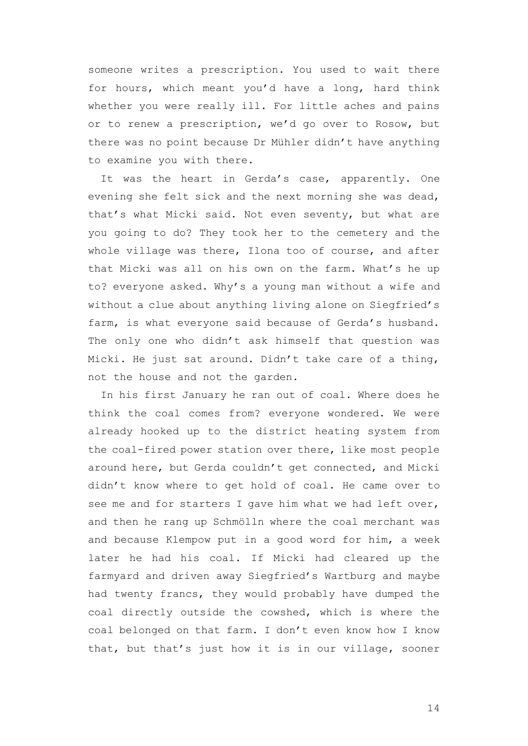someone writes a prescription. You used to wait there for hours, which meant you'd have a long, hard think whether you were really ill. For little aches and pains or to renew a prescription, we'd go over to Rosow, but there was no point because Dr Mühler didn't have anything to examine you with there.

It was the heart in Gerda's case, apparently. One evening she felt sick and the next morning she was dead, that's what Micki said. Not even seventy, but what are you going to do? They took her to the cemetery and the whole village was there, Ilona too of course, and after that Micki was all on his own on the farm. What's he up to? everyone asked. Why's a young man without a wife and without a clue about anything living alone on Siegfried's farm, is what everyone said because of Gerda's husband. The only one who didn't ask himself that question was Micki. He just sat around. Didn't take care of a thing, not the house and not the garden.

In his first January he ran out of coal. Where does he think the coal comes from? everyone wondered. We were already hooked up to the district heating system from the coal-fired power station over there, like most people around here, but Gerda couldn't get connected, and Micki didn't know where to get hold of coal. He came over to see me and for starters I gave him what we had left over, and then he rang up Schmölln where the coal merchant was and because Klempow put in a good word for him, a week later he had his coal. If Micki had cleared up the farmyard and driven away Siegfried's Wartburg and maybe had twenty francs, they would probably have dumped the coal directly outside the cowshed, which is where the coal belonged on that farm. I don't even know how I know that, but that's just how it is in our village, sooner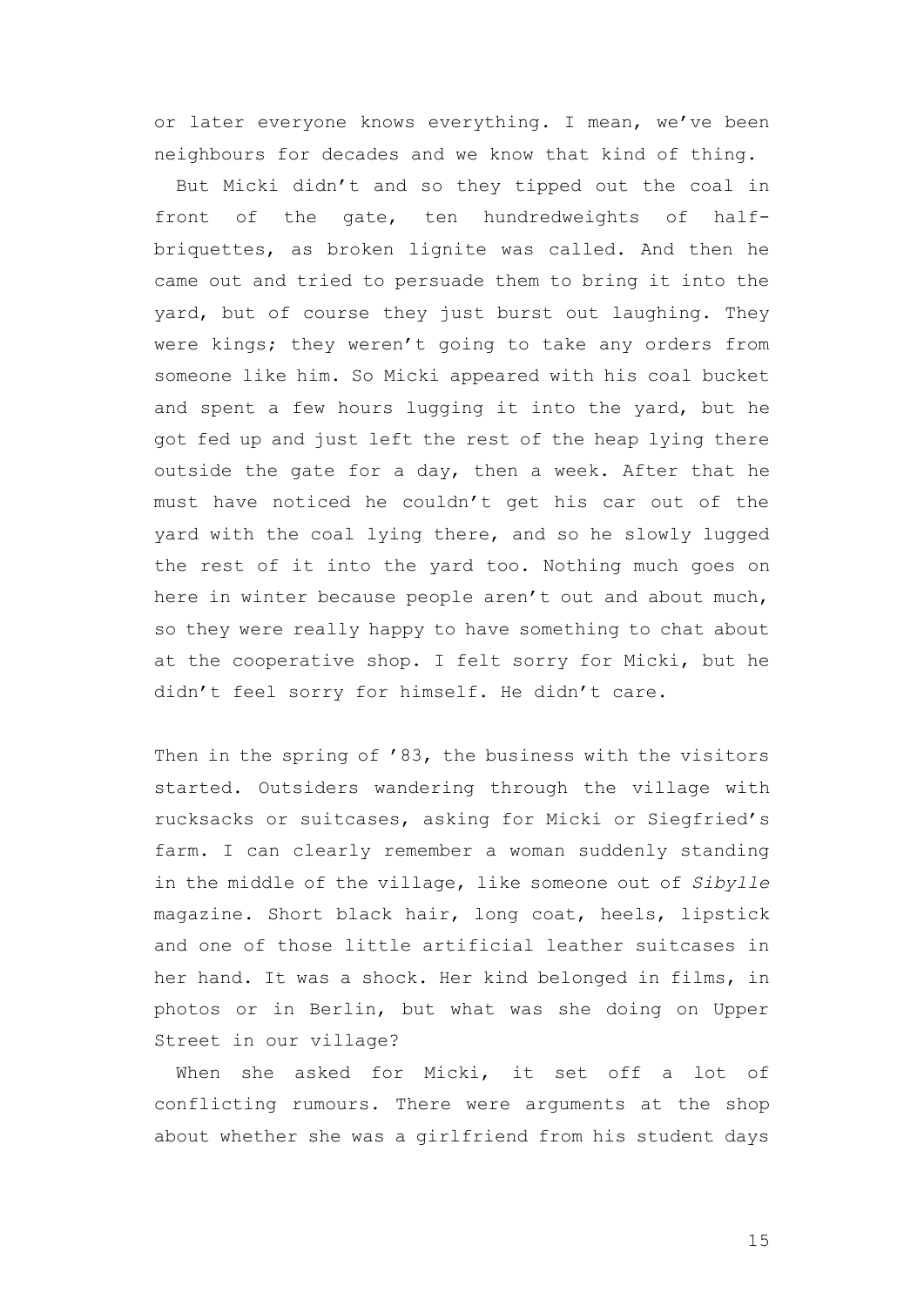or later everyone knows everything. I mean, we've been neighbours for decades and we know that kind of thing.

But Micki didn't and so they tipped out the coal in front of the gate, ten hundredweights of half-briquettes, as broken lignite was called. And then he came out and tried to persuade them to bring it into the yard, but of course they just burst out laughing. They were kings; they weren't going to take any orders from someone like him. So Micki appeared with his coal bucket and spent a few hours lugging it into the yard, but he got fed up and just left the rest of the heap lying there outside the gate for a day, then a week. After that he must have noticed he couldn't get his car out of the yard with the coal lying there, and so he slowly lugged the rest of it into the yard too. Nothing much goes on here in winter because people aren't out and about much, so they were really happy to have something to chat about at the cooperative shop. I felt sorry for Micki, but he didn't feel sorry for himself. He didn't care.

Then in the spring of '83, the business with the visitors started. Outsiders wandering through the village with rucksacks or suitcases, asking for Micki or Siegfried's farm. I can clearly remember a woman suddenly standing in the middle of the village, like someone out of *Sibylle* magazine. Short black hair, long coat, heels, lipstick and one of those little artificial leather suitcases in her hand. It was a shock. Her kind belonged in films, in photos or in Berlin, but what was she doing on Upper Street in our village?

When she asked for Micki, it set off a lot of conflicting rumours. There were arguments at the shop about whether she was a girlfriend from his student days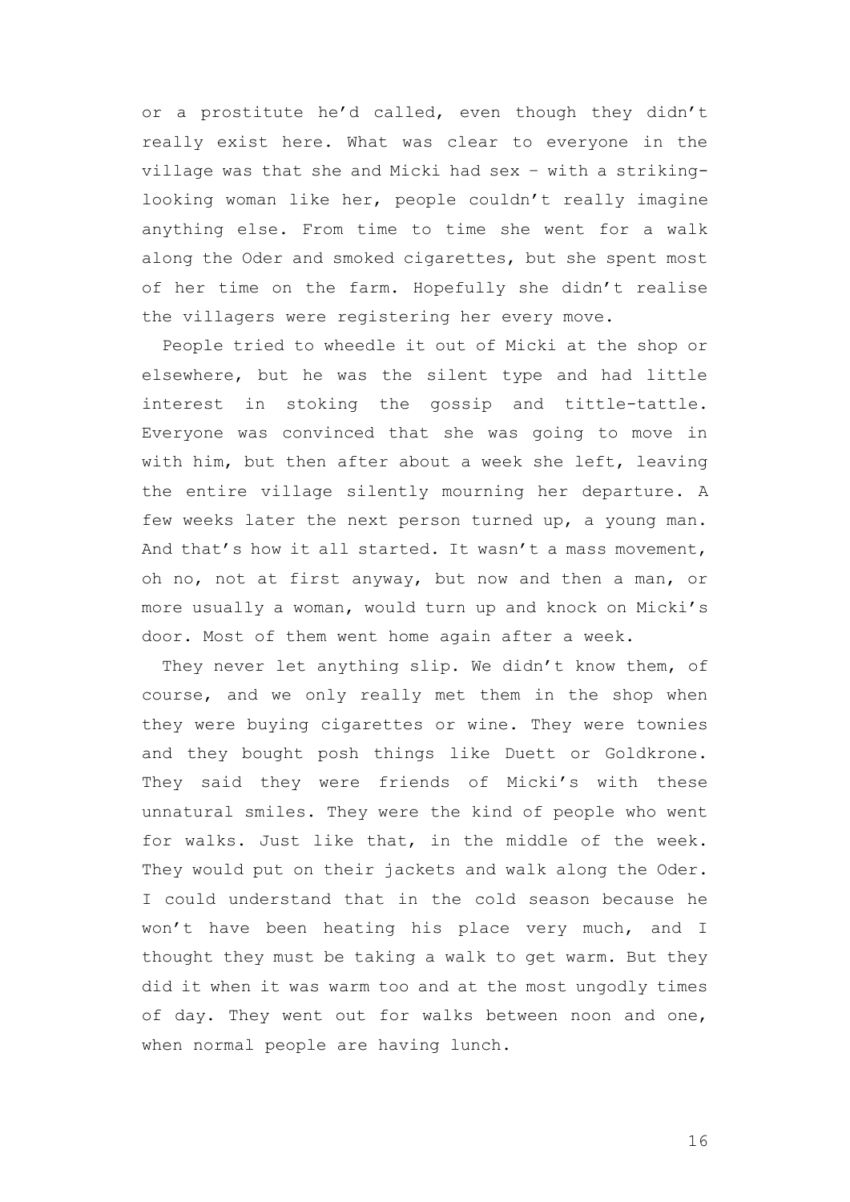or a prostitute he'd called, even though they didn't really exist here. What was clear to everyone in the village was that she and Micki had sex – with a striking-looking woman like her, people couldn't really imagine anything else. From time to time she went for a walk along the Oder and smoked cigarettes, but she spent most of her time on the farm. Hopefully she didn't realise the villagers were registering her every move.

People tried to wheedle it out of Micki at the shop or elsewhere, but he was the silent type and had little interest in stoking the gossip and tittle-tattle. Everyone was convinced that she was going to move in with him, but then after about a week she left, leaving the entire village silently mourning her departure. A few weeks later the next person turned up, a young man. And that's how it all started. It wasn't a mass movement, oh no, not at first anyway, but now and then a man, or more usually a woman, would turn up and knock on Micki's door. Most of them went home again after a week.

They never let anything slip. We didn't know them, of course, and we only really met them in the shop when they were buying cigarettes or wine. They were townies and they bought posh things like Duett or Goldkrone. They said they were friends of Micki's with these unnatural smiles. They were the kind of people who went for walks. Just like that, in the middle of the week. They would put on their jackets and walk along the Oder. I could understand that in the cold season because he won't have been heating his place very much, and I thought they must be taking a walk to get warm. But they did it when it was warm too and at the most ungodly times of day. They went out for walks between noon and one, when normal people are having lunch.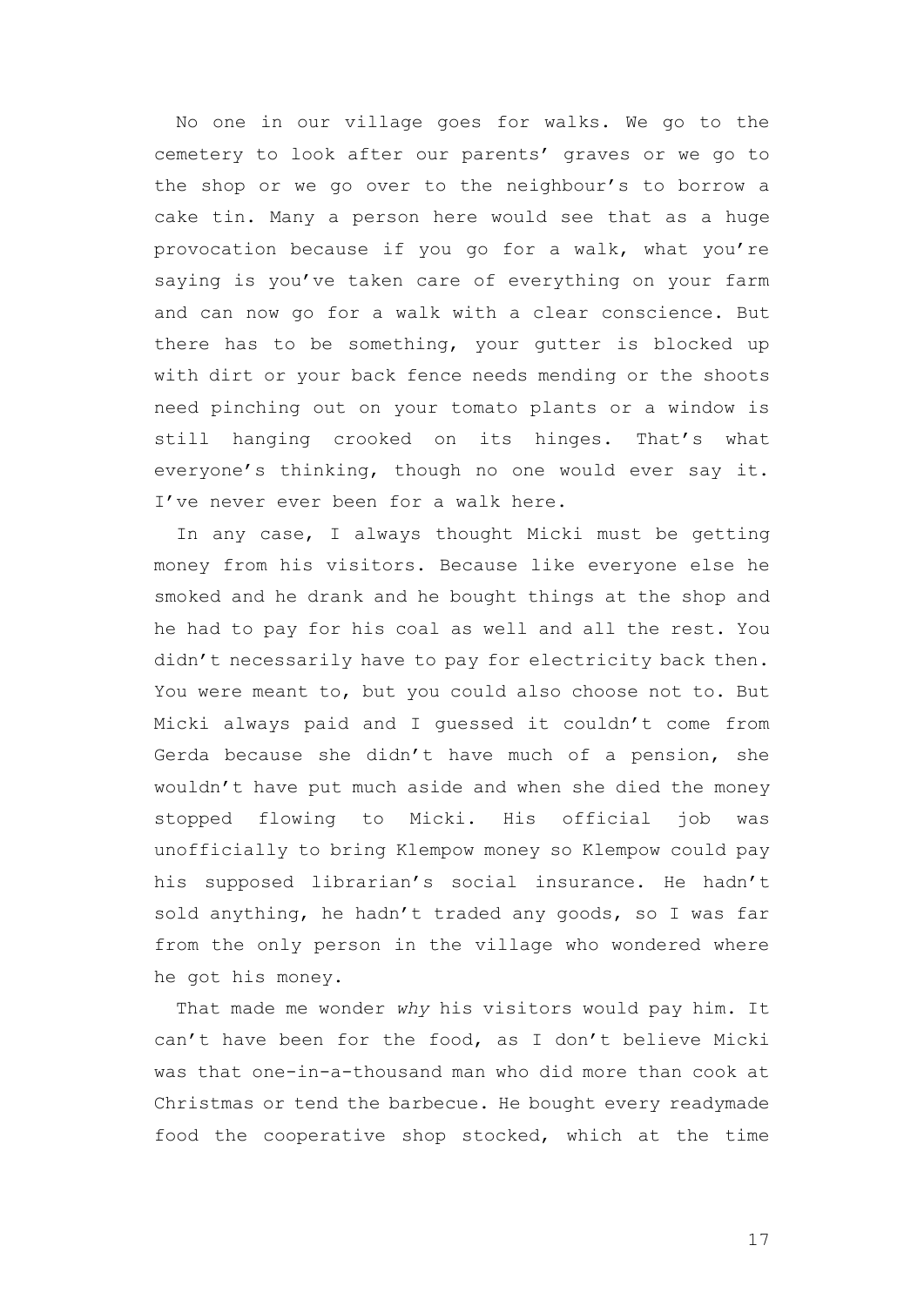No one in our village goes for walks. We go to the cemetery to look after our parents' graves or we go to the shop or we go over to the neighbour's to borrow a cake tin. Many a person here would see that as a huge provocation because if you go for a walk, what you're saying is you've taken care of everything on your farm and can now go for a walk with a clear conscience. But there has to be something, your gutter is blocked up with dirt or your back fence needs mending or the shoots need pinching out on your tomato plants or a window is still hanging crooked on its hinges. That's what everyone's thinking, though no one would ever say it. I've never ever been for a walk here.

In any case, I always thought Micki must be getting money from his visitors. Because like everyone else he smoked and he drank and he bought things at the shop and he had to pay for his coal as well and all the rest. You didn't necessarily have to pay for electricity back then. You were meant to, but you could also choose not to. But Micki always paid and I guessed it couldn't come from Gerda because she didn't have much of a pension, she wouldn't have put much aside and when she died the money stopped flowing to Micki. His official job was unofficially to bring Klempow money so Klempow could pay his supposed librarian's social insurance. He hadn't sold anything, he hadn't traded any goods, so I was far from the only person in the village who wondered where he got his money.

That made me wonder *why* his visitors would pay him. It can't have been for the food, as I don't believe Micki was that one-in-a-thousand man who did more than cook at Christmas or tend the barbecue. He bought every readymade food the cooperative shop stocked, which at the time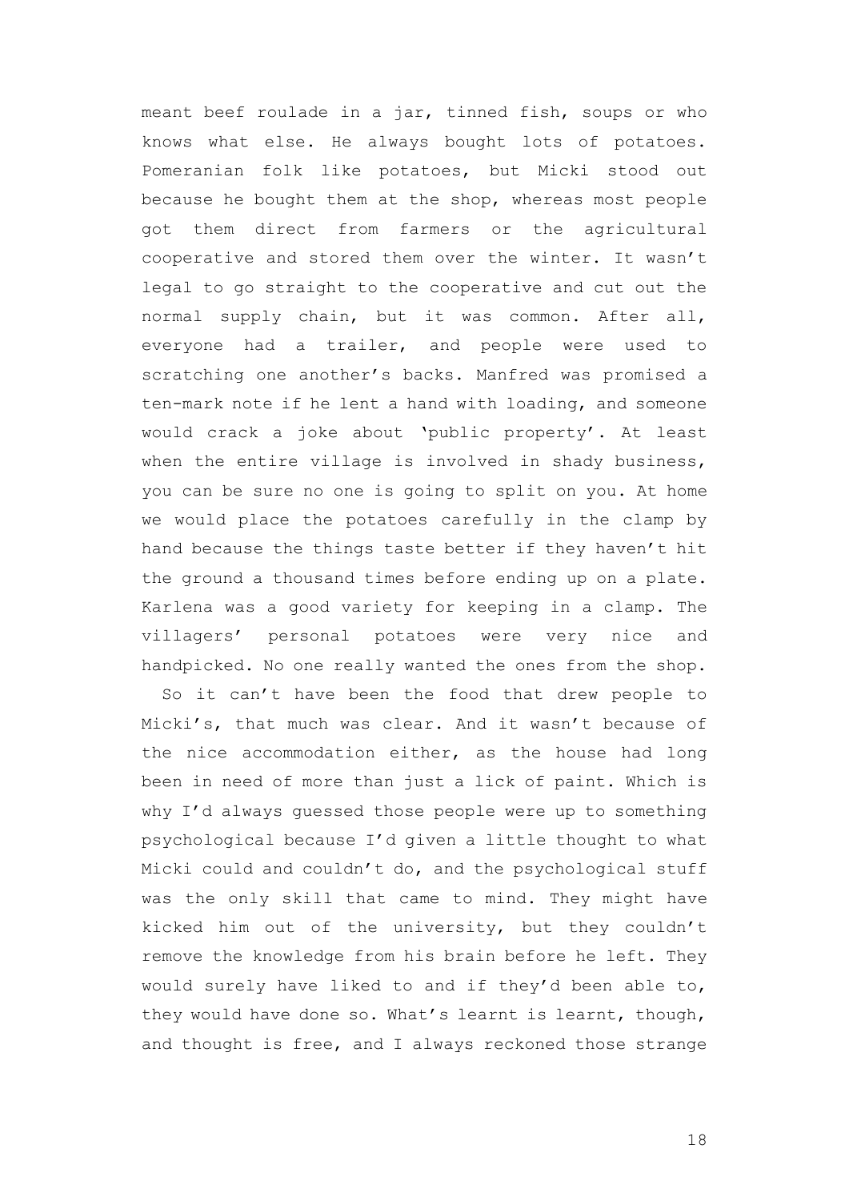meant beef roulade in a jar, tinned fish, soups or who knows what else. He always bought lots of potatoes. Pomeranian folk like potatoes, but Micki stood out because he bought them at the shop, whereas most people got them direct from farmers or the agricultural cooperative and stored them over the winter. It wasn't legal to go straight to the cooperative and cut out the normal supply chain, but it was common. After all, everyone had a trailer, and people were used to scratching one another's backs. Manfred was promised a ten-mark note if he lent a hand with loading, and someone would crack a joke about 'public property'. At least when the entire village is involved in shady business, you can be sure no one is going to split on you. At home we would place the potatoes carefully in the clamp by hand because the things taste better if they haven't hit the ground a thousand times before ending up on a plate. Karlena was a good variety for keeping in a clamp. The villagers' personal potatoes were very nice and handpicked. No one really wanted the ones from the shop.

So it can't have been the food that drew people to Micki's, that much was clear. And it wasn't because of the nice accommodation either, as the house had long been in need of more than just a lick of paint. Which is why I'd always guessed those people were up to something psychological because I'd given a little thought to what Micki could and couldn't do, and the psychological stuff was the only skill that came to mind. They might have kicked him out of the university, but they couldn't remove the knowledge from his brain before he left. They would surely have liked to and if they'd been able to, they would have done so. What's learnt is learnt, though, and thought is free, and I always reckoned those strange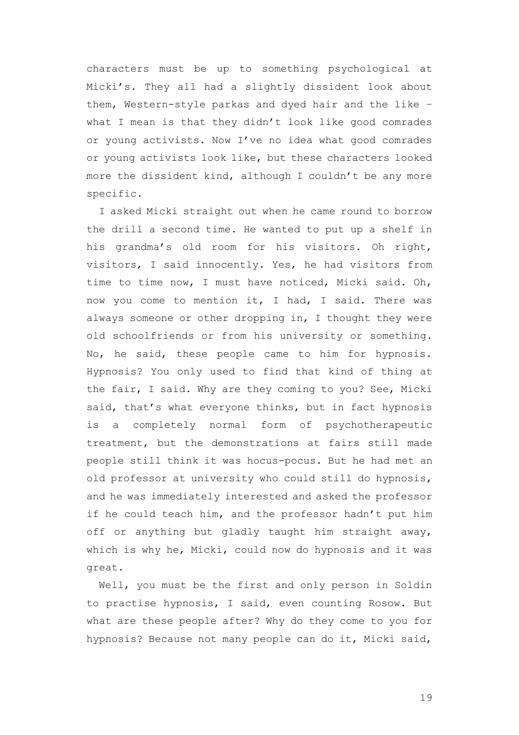characters must be up to something psychological at Micki's. They all had a slightly dissident look about them, Western-style parkas and dyed hair and the like – what I mean is that they didn't look like good comrades or young activists. Now I've no idea what good comrades or young activists look like, but these characters looked more the dissident kind, although I couldn't be any more specific.

I asked Micki straight out when he came round to borrow the drill a second time. He wanted to put up a shelf in his grandma's old room for his visitors. Oh right, visitors, I said innocently. Yes, he had visitors from time to time now, I must have noticed, Micki said. Oh, now you come to mention it, I had, I said. There was always someone or other dropping in, I thought they were old schoolfriends or from his university or something. No, he said, these people came to him for hypnosis. Hypnosis? You only used to find that kind of thing at the fair, I said. Why are they coming to you? See, Micki said, that's what everyone thinks, but in fact hypnosis is a completely normal form of psychotherapeutic treatment, but the demonstrations at fairs still made people still think it was hocus-pocus. But he had met an old professor at university who could still do hypnosis, and he was immediately interested and asked the professor if he could teach him, and the professor hadn't put him off or anything but gladly taught him straight away, which is why he, Micki, could now do hypnosis and it was great.

Well, you must be the first and only person in Soldin to practise hypnosis, I said, even counting Rosow. But what are these people after? Why do they come to you for hypnosis? Because not many people can do it, Micki said,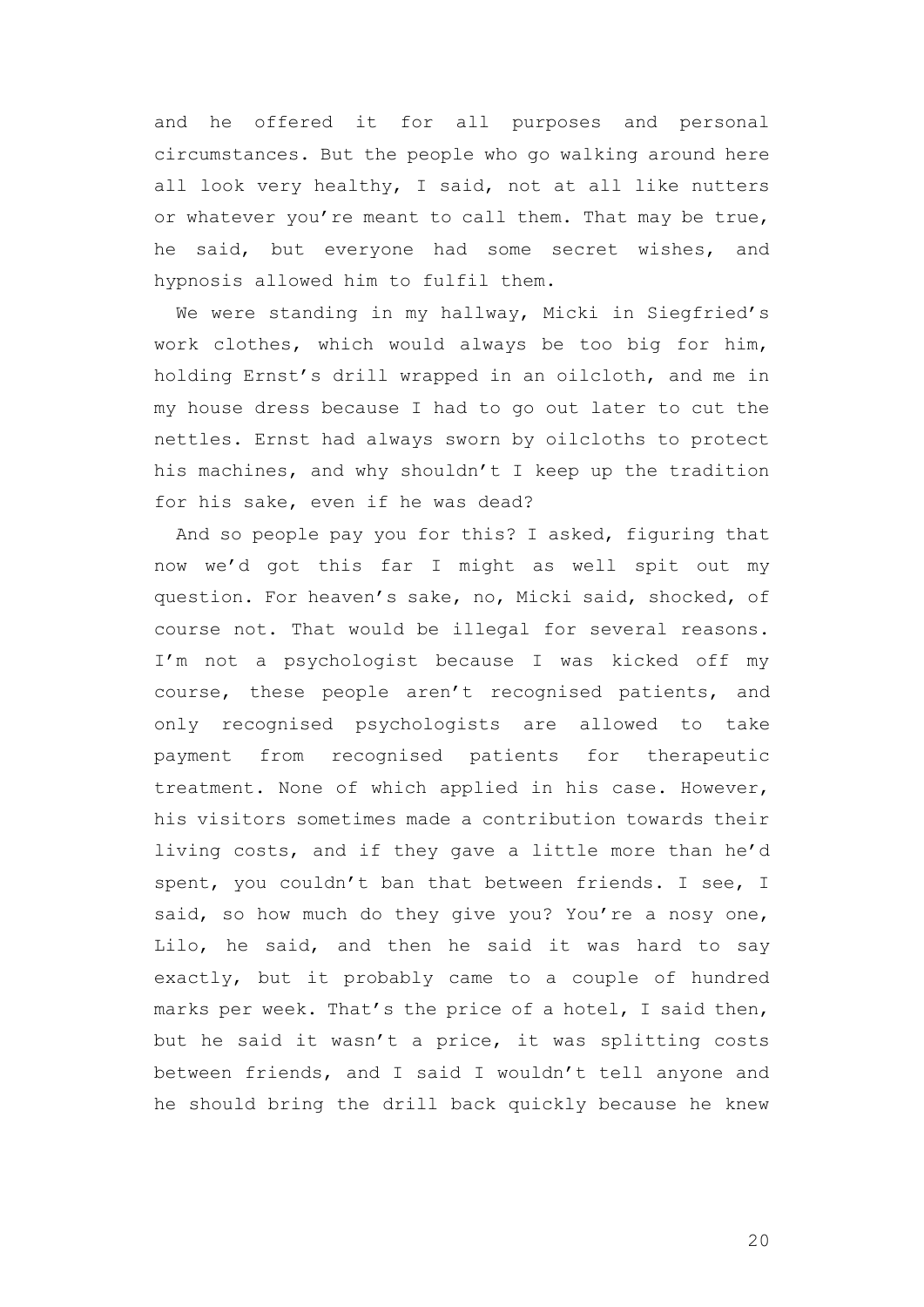and he offered it for all purposes and personal circumstances. But the people who go walking around here all look very healthy, I said, not at all like nutters or whatever you're meant to call them. That may be true, he said, but everyone had some secret wishes, and hypnosis allowed him to fulfil them.

We were standing in my hallway, Micki in Siegfried's work clothes, which would always be too big for him, holding Ernst's drill wrapped in an oilcloth, and me in my house dress because I had to go out later to cut the nettles. Ernst had always sworn by oilcloths to protect his machines, and why shouldn't I keep up the tradition for his sake, even if he was dead?

And so people pay you for this? I asked, figuring that now we'd got this far I might as well spit out my question. For heaven's sake, no, Micki said, shocked, of course not. That would be illegal for several reasons. I'm not a psychologist because I was kicked off my course, these people aren't recognised patients, and only recognised psychologists are allowed to take payment from recognised patients for therapeutic treatment. None of which applied in his case. However, his visitors sometimes made a contribution towards their living costs, and if they gave a little more than he'd spent, you couldn't ban that between friends. I see, I said, so how much do they give you? You're a nosy one, Lilo, he said, and then he said it was hard to say exactly, but it probably came to a couple of hundred marks per week. That's the price of a hotel, I said then, but he said it wasn't a price, it was splitting costs between friends, and I said I wouldn't tell anyone and he should bring the drill back quickly because he knew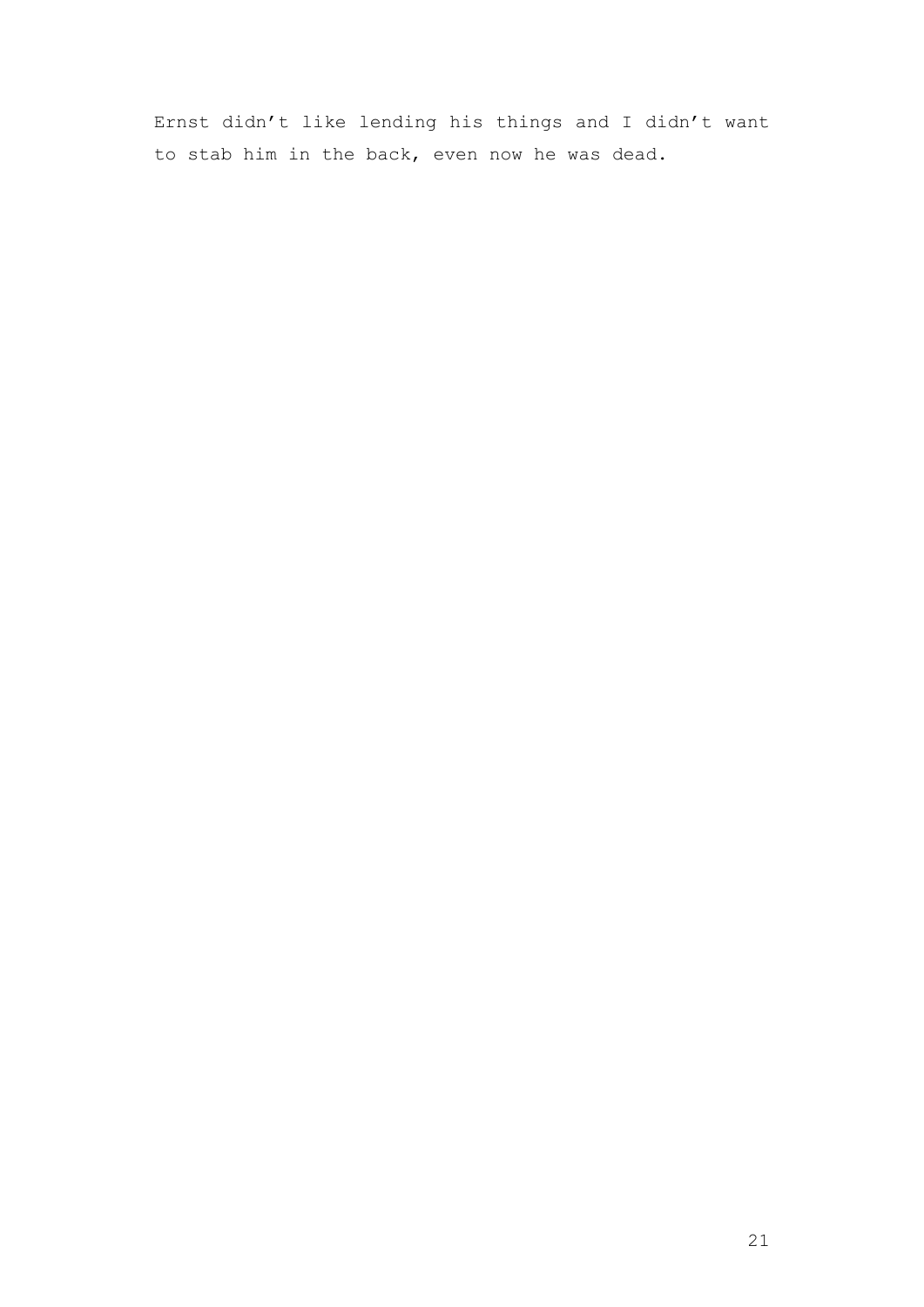Ernst didn’t like lending his things and I didn’t want to stab him in the back, even now he was dead.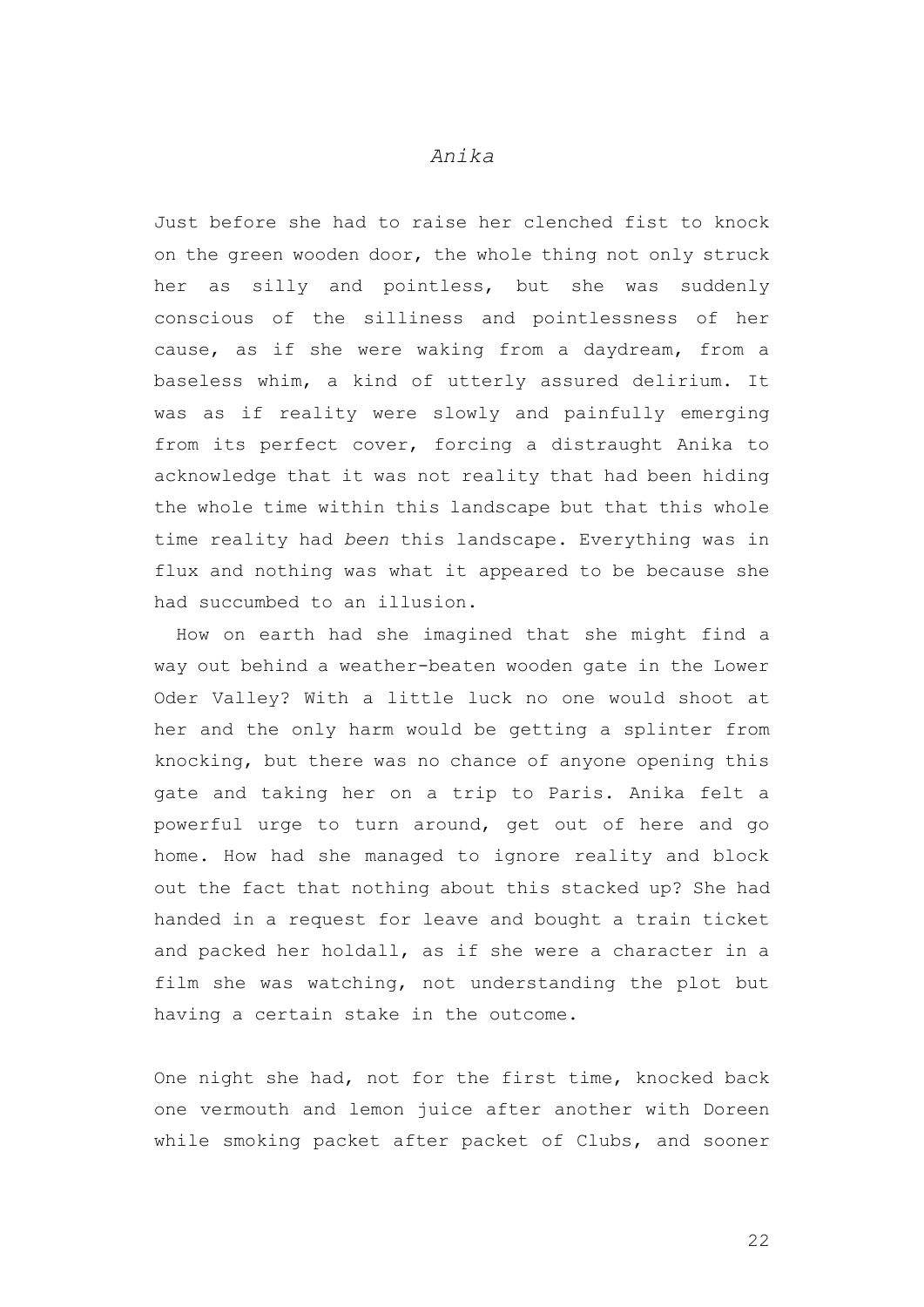*Anika*

Just before she had to raise her clenched fist to knock on the green wooden door, the whole thing not only struck her as silly and pointless, but she was suddenly conscious of the silliness and pointlessness of her cause, as if she were waking from a daydream, from a baseless whim, a kind of utterly assured delirium. It was as if reality were slowly and painfully emerging from its perfect cover, forcing a distraught Anika to acknowledge that it was not reality that had been hiding the whole time within this landscape but that this whole time reality had *been* this landscape. Everything was in flux and nothing was what it appeared to be because she had succumbed to an illusion.

How on earth had she imagined that she might find a way out behind a weather-beaten wooden gate in the Lower Oder Valley? With a little luck no one would shoot at her and the only harm would be getting a splinter from knocking, but there was no chance of anyone opening this gate and taking her on a trip to Paris. Anika felt a powerful urge to turn around, get out of here and go home. How had she managed to ignore reality and block out the fact that nothing about this stacked up? She had handed in a request for leave and bought a train ticket and packed her holdall, as if she were a character in a film she was watching, not understanding the plot but having a certain stake in the outcome.

One night she had, not for the first time, knocked back one vermouth and lemon juice after another with Doreen while smoking packet after packet of Clubs, and sooner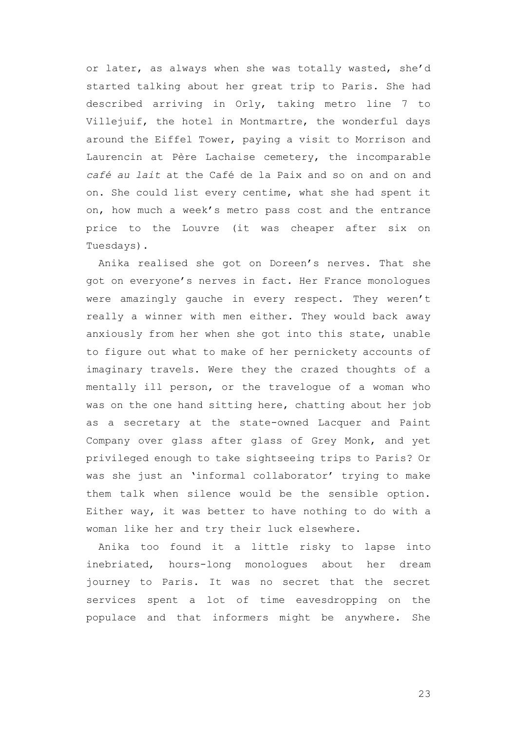or later, as always when she was totally wasted, she'd started talking about her great trip to Paris. She had described arriving in Orly, taking metro line 7 to Villejuif, the hotel in Montmartre, the wonderful days around the Eiffel Tower, paying a visit to Morrison and Laurencin at Père Lachaise cemetery, the incomparable *café au lait* at the Café de la Paix and so on and on and on. She could list every centime, what she had spent it on, how much a week's metro pass cost and the entrance price to the Louvre (it was cheaper after six on Tuesdays).

Anika realised she got on Doreen's nerves. That she got on everyone's nerves in fact. Her France monologues were amazingly gauche in every respect. They weren't really a winner with men either. They would back away anxiously from her when she got into this state, unable to figure out what to make of her pernickety accounts of imaginary travels. Were they the crazed thoughts of a mentally ill person, or the travelogue of a woman who was on the one hand sitting here, chatting about her job as a secretary at the state-owned Lacquer and Paint Company over glass after glass of Grey Monk, and yet privileged enough to take sightseeing trips to Paris? Or was she just an 'informal collaborator' trying to make them talk when silence would be the sensible option. Either way, it was better to have nothing to do with a woman like her and try their luck elsewhere.

Anika too found it a little risky to lapse into inebriated, hours-long monologues about her dream journey to Paris. It was no secret that the secret services spent a lot of time eavesdropping on the populace and that informers might be anywhere. She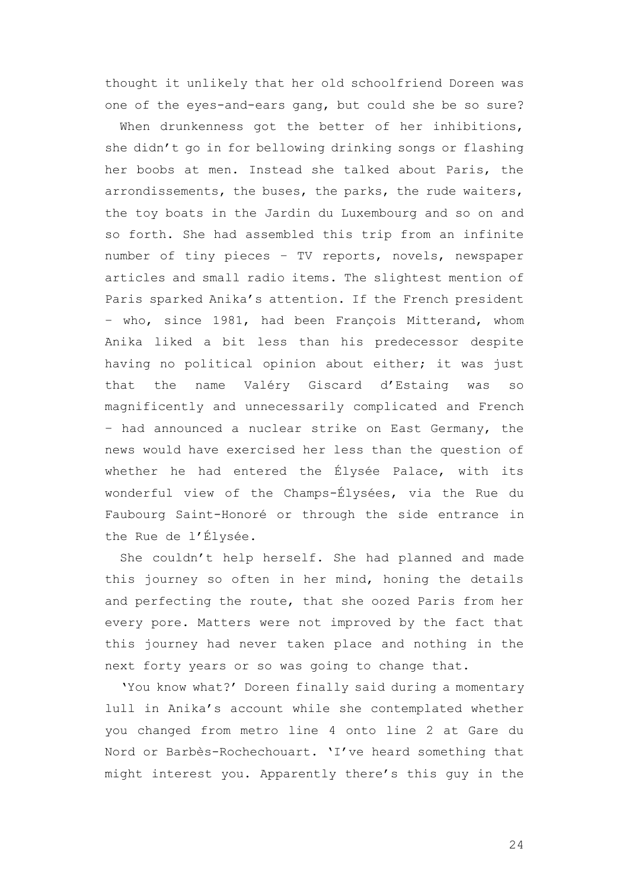thought it unlikely that her old schoolfriend Doreen was one of the eyes-and-ears gang, but could she be so sure?

When drunkenness got the better of her inhibitions, she didn't go in for bellowing drinking songs or flashing her boobs at men. Instead she talked about Paris, the arrondissements, the buses, the parks, the rude waiters, the toy boats in the Jardin du Luxembourg and so on and so forth. She had assembled this trip from an infinite number of tiny pieces – TV reports, novels, newspaper articles and small radio items. The slightest mention of Paris sparked Anika's attention. If the French president – who, since 1981, had been François Mitterand, whom Anika liked a bit less than his predecessor despite having no political opinion about either; it was just that the name Valéry Giscard d'Estaing was so magnificently and unnecessarily complicated and French – had announced a nuclear strike on East Germany, the news would have exercised her less than the question of whether he had entered the Élysée Palace, with its wonderful view of the Champs-Élysées, via the Rue du Faubourg Saint-Honoré or through the side entrance in the Rue de l'Élysée.

She couldn't help herself. She had planned and made this journey so often in her mind, honing the details and perfecting the route, that she oozed Paris from her every pore. Matters were not improved by the fact that this journey had never taken place and nothing in the next forty years or so was going to change that.

'You know what?' Doreen finally said during a momentary lull in Anika's account while she contemplated whether you changed from metro line 4 onto line 2 at Gare du Nord or Barbès-Rochechouart. 'I've heard something that might interest you. Apparently there's this guy in the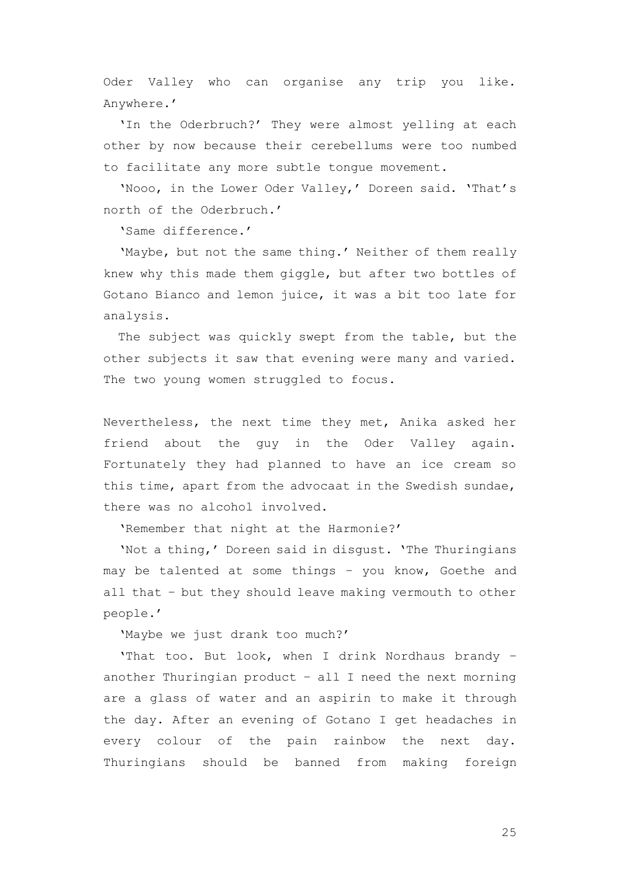Oder Valley who can organise any trip you like. Anywhere.'

'In the Oderbruch?' They were almost yelling at each other by now because their cerebellums were too numbed to facilitate any more subtle tongue movement.

'Nooo, in the Lower Oder Valley,' Doreen said. 'That's north of the Oderbruch.'

'Same difference.'

'Maybe, but not the same thing.' Neither of them really knew why this made them giggle, but after two bottles of Gotano Bianco and lemon juice, it was a bit too late for analysis.

The subject was quickly swept from the table, but the other subjects it saw that evening were many and varied. The two young women struggled to focus.

Nevertheless, the next time they met, Anika asked her friend about the guy in the Oder Valley again. Fortunately they had planned to have an ice cream so this time, apart from the advocaat in the Swedish sundae, there was no alcohol involved.

'Remember that night at the Harmonie?'

'Not a thing,' Doreen said in disgust. 'The Thuringians may be talented at some things – you know, Goethe and all that – but they should leave making vermouth to other people.'

'Maybe we just drank too much?'

'That too. But look, when I drink Nordhaus brandy – another Thuringian product – all I need the next morning are a glass of water and an aspirin to make it through the day. After an evening of Gotano I get headaches in every colour of the pain rainbow the next day. Thuringians should be banned from making foreign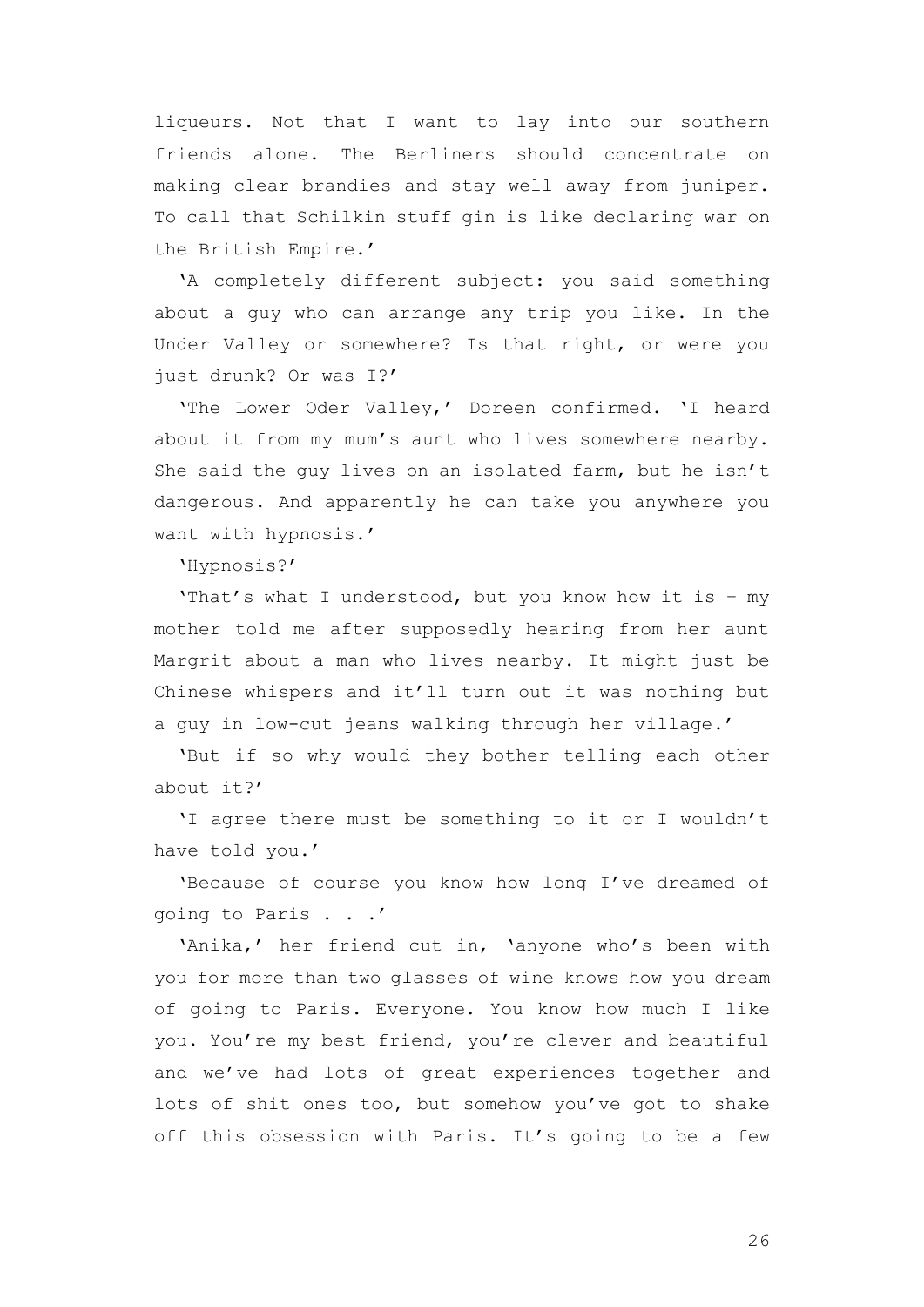liqueurs. Not that I want to lay into our southern friends alone. The Berliners should concentrate on making clear brandies and stay well away from juniper. To call that Schilkin stuff gin is like declaring war on the British Empire.'

'A completely different subject: you said something about a guy who can arrange any trip you like. In the Under Valley or somewhere? Is that right, or were you just drunk? Or was I?'

'The Lower Oder Valley,' Doreen confirmed. 'I heard about it from my mum's aunt who lives somewhere nearby. She said the guy lives on an isolated farm, but he isn't dangerous. And apparently he can take you anywhere you want with hypnosis.'

'Hypnosis?'

'That's what I understood, but you know how it is – my mother told me after supposedly hearing from her aunt Margrit about a man who lives nearby. It might just be Chinese whispers and it'll turn out it was nothing but a guy in low-cut jeans walking through her village.'

'But if so why would they bother telling each other about it?'

'I agree there must be something to it or I wouldn't have told you.'

'Because of course you know how long I've dreamed of going to Paris . . .'

'Anika,' her friend cut in, 'anyone who's been with you for more than two glasses of wine knows how you dream of going to Paris. Everyone. You know how much I like you. You're my best friend, you're clever and beautiful and we've had lots of great experiences together and lots of shit ones too, but somehow you've got to shake off this obsession with Paris. It's going to be a few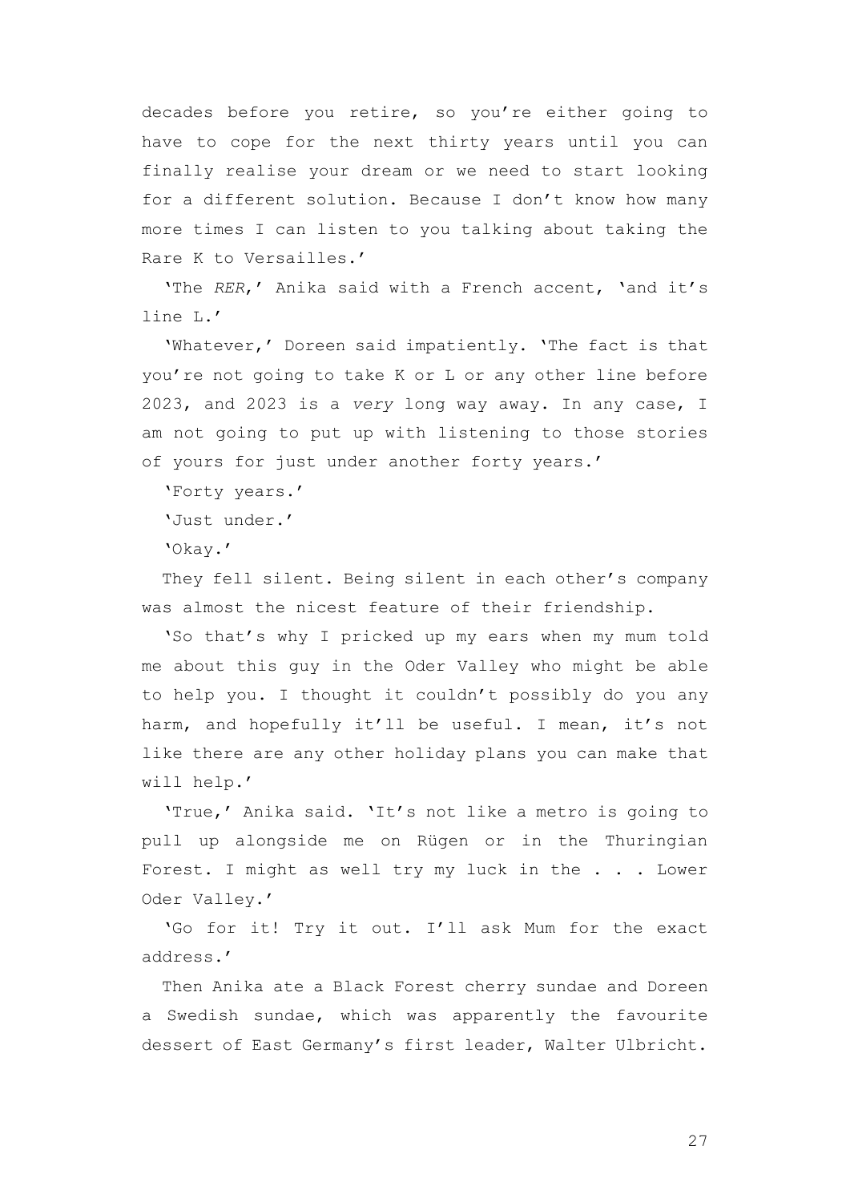decades before you retire, so you're either going to have to cope for the next thirty years until you can finally realise your dream or we need to start looking for a different solution. Because I don't know how many more times I can listen to you talking about taking the Rare K to Versailles.'

'The *RER*,' Anika said with a French accent, 'and it's line L.'

'Whatever,' Doreen said impatiently. 'The fact is that you're not going to take K or L or any other line before 2023, and 2023 is a *very* long way away. In any case, I am not going to put up with listening to those stories of yours for just under another forty years.'

'Forty years.'

'Just under.'

'Okay.'

They fell silent. Being silent in each other's company was almost the nicest feature of their friendship.

'So that's why I pricked up my ears when my mum told me about this guy in the Oder Valley who might be able to help you. I thought it couldn't possibly do you any harm, and hopefully it'll be useful. I mean, it's not like there are any other holiday plans you can make that will help.'

'True,' Anika said. 'It's not like a metro is going to pull up alongside me on Rügen or in the Thuringian Forest. I might as well try my luck in the . . . Lower Oder Valley.'

'Go for it! Try it out. I'll ask Mum for the exact address.'

Then Anika ate a Black Forest cherry sundae and Doreen a Swedish sundae, which was apparently the favourite dessert of East Germany's first leader, Walter Ulbricht.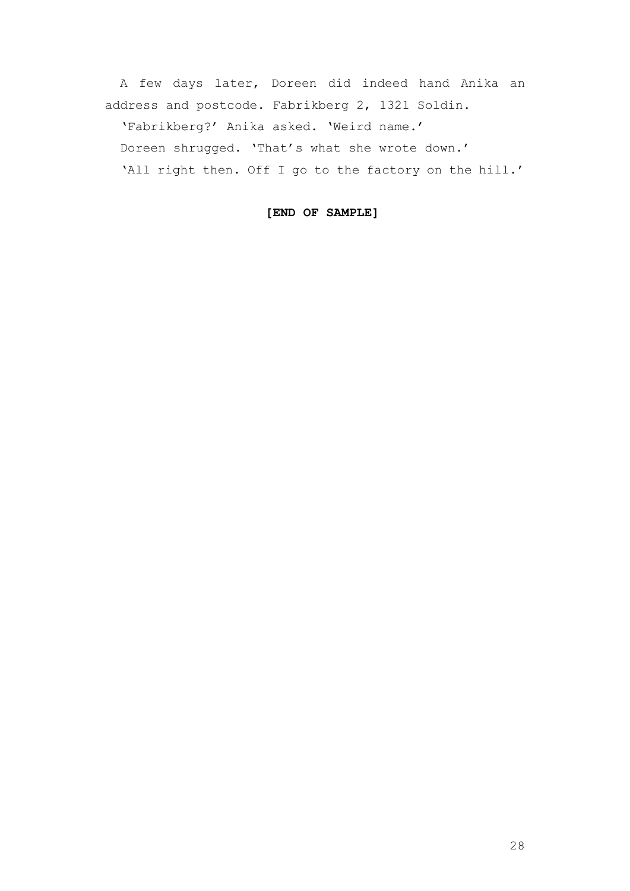A few days later, Doreen did indeed hand Anika an address and postcode. Fabrikberg 2, 1321 Soldin.

'Fabrikberg?' Anika asked. 'Weird name.'

Doreen shrugged. 'That's what she wrote down.'

'All right then. Off I go to the factory on the hill.'

**[END OF SAMPLE]**